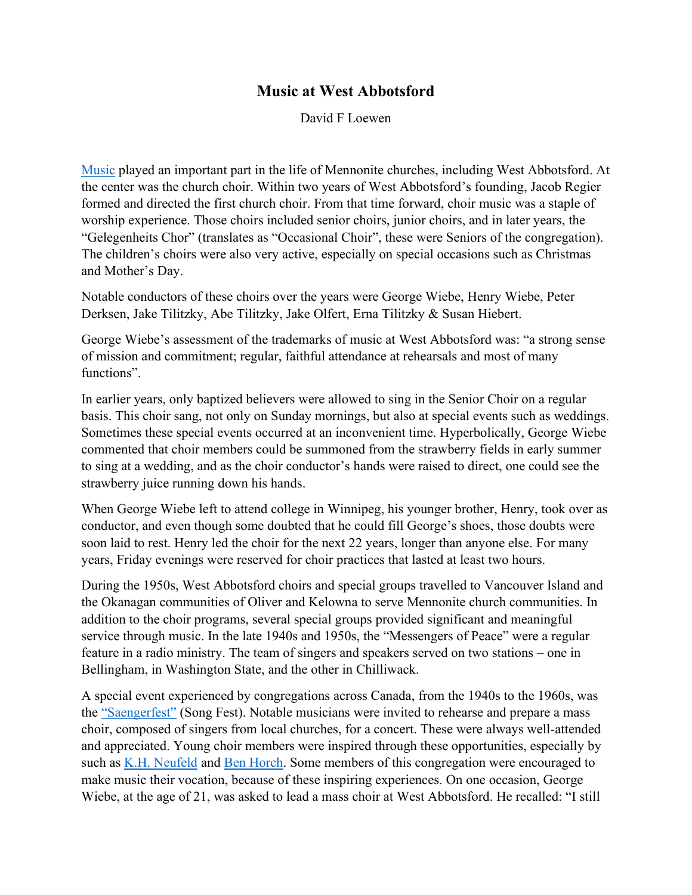# Music at West Abbotsford

David F Loewen

Music played an important part in the life of Mennonite churches, including West Abbotsford. At the center was the church choir. Within two years of West Abbotsford's founding, Jacob Regier formed and directed the first church choir. From that time forward, choir music was a staple of worship experience. Those choirs included senior choirs, junior choirs, and in later years, the "Gelegenheits Chor" (translates as "Occasional Choir", these were Seniors of the congregation). The children's choirs were also very active, especially on special occasions such as Christmas and Mother's Day.

Notable conductors of these choirs over the years were George Wiebe, Henry Wiebe, Peter Derksen, Jake Tilitzky, Abe Tilitzky, Jake Olfert, Erna Tilitzky & Susan Hiebert.

George Wiebe's assessment of the trademarks of music at West Abbotsford was: "a strong sense of mission and commitment; regular, faithful attendance at rehearsals and most of many functions".

In earlier years, only baptized believers were allowed to sing in the Senior Choir on a regular basis. This choir sang, not only on Sunday mornings, but also at special events such as weddings. Sometimes these special events occurred at an inconvenient time. Hyperbolically, George Wiebe commented that choir members could be summoned from the strawberry fields in early summer to sing at a wedding, and as the choir conductor's hands were raised to direct, one could see the strawberry juice running down his hands.

When George Wiebe left to attend college in Winnipeg, his younger brother, Henry, took over as conductor, and even though some doubted that he could fill George's shoes, those doubts were soon laid to rest. Henry led the choir for the next 22 years, longer than anyone else. For many years, Friday evenings were reserved for choir practices that lasted at least two hours.

During the 1950s, West Abbotsford choirs and special groups travelled to Vancouver Island and the Okanagan communities of Oliver and Kelowna to serve Mennonite church communities. In addition to the choir programs, several special groups provided significant and meaningful service through music. In the late 1940s and 1950s, the "Messengers of Peace" were a regular feature in a radio ministry. The team of singers and speakers served on two stations – one in Bellingham, in Washington State, and the other in Chilliwack.

A special event experienced by congregations across Canada, from the 1940s to the 1960s, was the "Saengerfest" (Song Fest). Notable musicians were invited to rehearse and prepare a mass choir, composed of singers from local churches, for a concert. These were always well-attended and appreciated. Young choir members were inspired through these opportunities, especially by such as K.H. Neufeld and Ben Horch. Some members of this congregation were encouraged to make music their vocation, because of these inspiring experiences. On one occasion, George Wiebe, at the age of 21, was asked to lead a mass choir at West Abbotsford. He recalled: "I still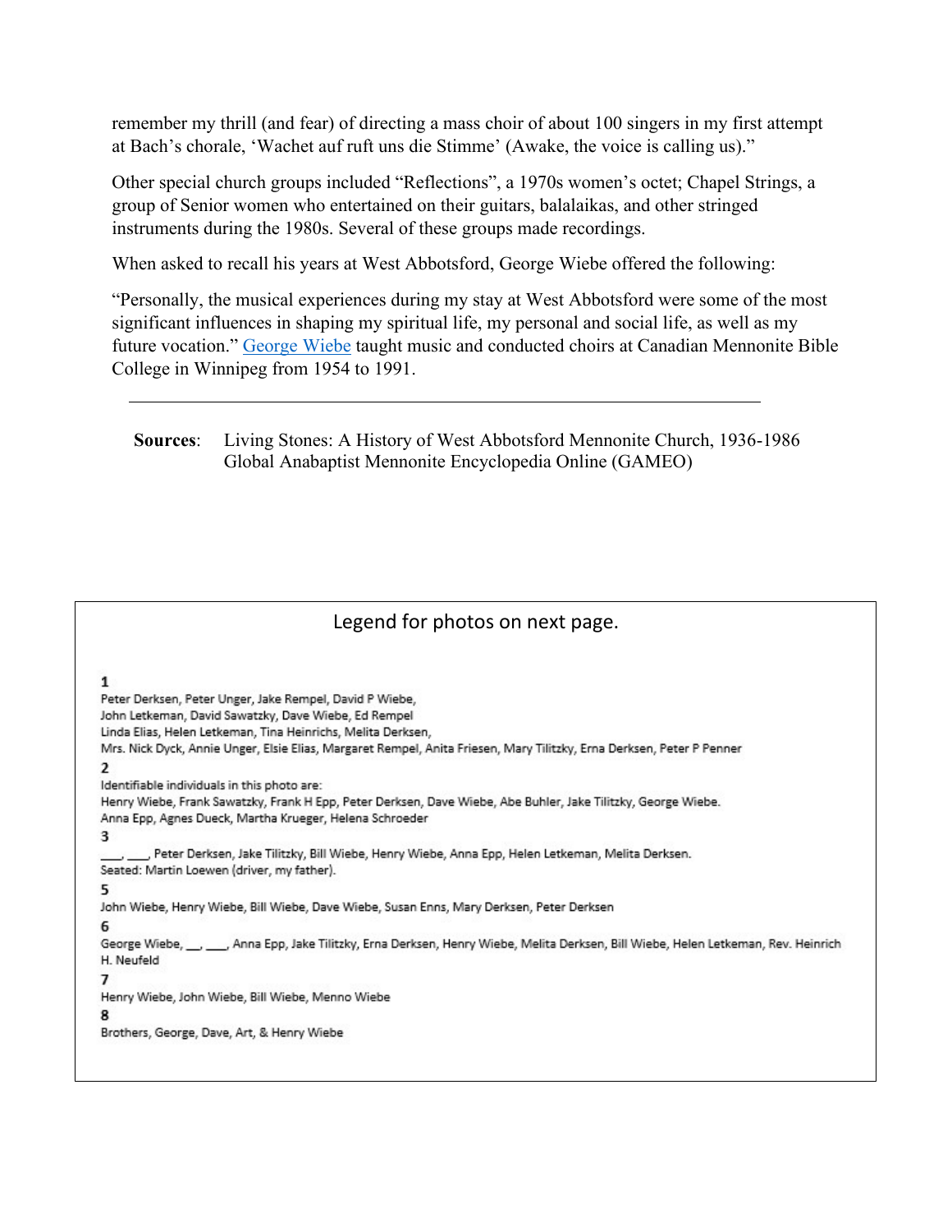remember my thrill (and fear) of directing a mass choir of about 100 singers in my first attempt at Bach's chorale, 'Wachet auf ruft uns die Stimme' (Awake, the voice is calling us)."

Other special church groups included "Reflections", a 1970s women's octet; Chapel Strings, a group of Senior women who entertained on their guitars, balalaikas, and other stringed instruments during the 1980s. Several of these groups made recordings.

When asked to recall his years at West Abbotsford, George Wiebe offered the following:

"Personally, the musical experiences during my stay at West Abbotsford were some of the most significant influences in shaping my spiritual life, my personal and social life, as well as my future vocation." George Wiebe taught music and conducted choirs at Canadian Mennonite Bible College in Winnipeg from 1954 to 1991.

---

**Sources**: Living Stones: A History of West Abbotsford Mennonite Church, 1936-1986
Global Anabaptist Mennonite Encyclopedia Online (GAMEO)

Legend for photos on next page.

**1**
Peter Derksen, Peter Unger, Jake Rempel, David P Wiebe,
John Letkeman, David Sawatzky, Dave Wiebe, Ed Rempel
Linda Elias, Helen Letkeman, Tina Heinrichs, Melita Derksen,
Mrs. Nick Dyck, Annie Unger, Elsie Elias, Margaret Rempel, Anita Friesen, Mary Tilitzky, Erna Derksen, Peter P Penner

**2**
Identifiable individuals in this photo are:
Henry Wiebe, Frank Sawatzky, Frank H Epp, Peter Derksen, Dave Wiebe, Abe Buhler, Jake Tilitzky, George Wiebe.
Anna Epp, Agnes Dueck, Martha Krueger, Helena Schroeder

**3**
___, ___, Peter Derksen, Jake Tilitzky, Bill Wiebe, Henry Wiebe, Anna Epp, Helen Letkeman, Melita Derksen.
Seated: Martin Loewen (driver, my father).

**5**
John Wiebe, Henry Wiebe, Bill Wiebe, Dave Wiebe, Susan Enns, Mary Derksen, Peter Derksen

**6**
George Wiebe, __, ___, Anna Epp, Jake Tilitzky, Erna Derksen, Henry Wiebe, Melita Derksen, Bill Wiebe, Helen Letkeman, Rev. Heinrich H. Neufeld

**7**
Henry Wiebe, John Wiebe, Bill Wiebe, Menno Wiebe

**8**
Brothers, George, Dave, Art, & Henry Wiebe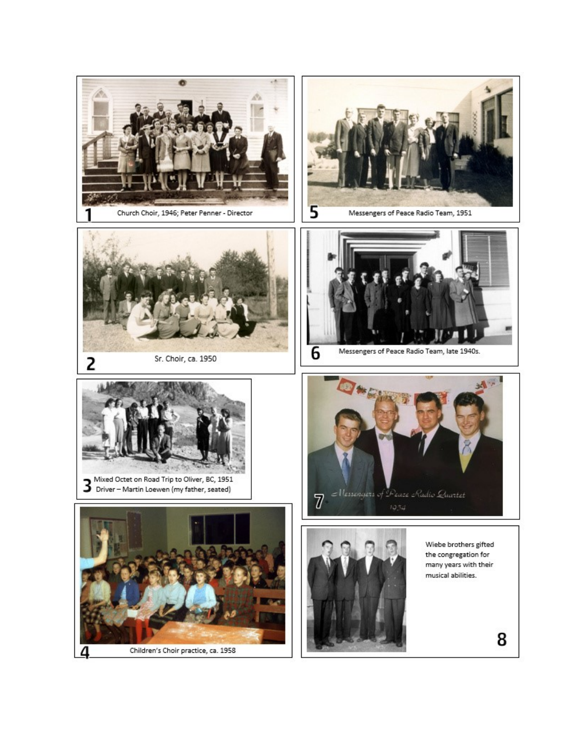1 Church Choir, 1946; Peter Penner - Director

5 Messengers of Peace Radio Team, 1951

2 Sr. Choir, ca. 1950

6 Messengers of Peace Radio Team, late 1940s.

3 Mixed Octet on Road Trip to Oliver, BC, 1951
Driver – Martin Loewen (my father, seated)

7 Messengers of Peace Radio Quartet 1954

4 Children's Choir practice, ca. 1958

Wiebe brothers gifted the congregation for many years with their musical abilities.

8